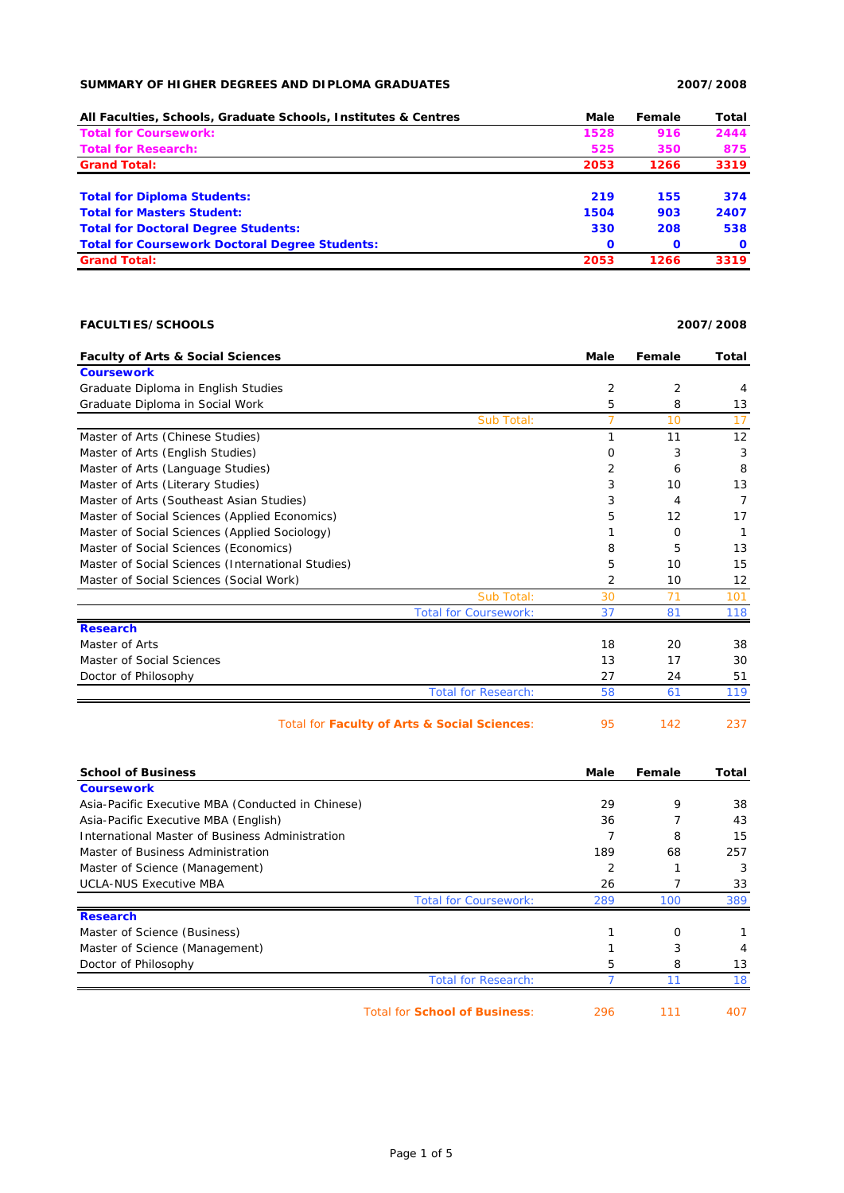**SUMMARY OF HIGHER DEGREES AND DIPLOMA GRADUATES** **2007/2008**

| All Faculties, Schools, Graduate Schools, Institutes & Centres | Male | Female | Total |
|---|---|---|---|
| **Total for Coursework:** | **1528** | **916** | **2444** |
| **Total for Research:** | **525** | **350** | **875** |
| **Grand Total:** | **2053** | **1266** | **3319** |
| | | | |
| **Total for Diploma Students:** | **219** | **155** | **374** |
| **Total for Masters Student:** | **1504** | **903** | **2407** |
| **Total for Doctoral Degree Students:** | **330** | **208** | **538** |
| **Total for Coursework Doctoral Degree Students:** | **0** | **0** | **0** |
| **Grand Total:** | **2053** | **1266** | **3319** |

**FACULTIES/SCHOOLS** **2007/2008**

| Faculty of Arts & Social Sciences | Male | Female | Total |
|---|---|---|---|
| **Coursework** | | | |
| Graduate Diploma in English Studies | 2 | 2 | 4 |
| Graduate Diploma in Social Work | 5 | 8 | 13 |
| Sub Total: | 7 | 10 | 17 |
| Master of Arts (Chinese Studies) | 1 | 11 | 12 |
| Master of Arts (English Studies) | 0 | 3 | 3 |
| Master of Arts (Language Studies) | 2 | 6 | 8 |
| Master of Arts (Literary Studies) | 3 | 10 | 13 |
| Master of Arts (Southeast Asian Studies) | 3 | 4 | 7 |
| Master of Social Sciences (Applied Economics) | 5 | 12 | 17 |
| Master of Social Sciences (Applied Sociology) | 1 | 0 | 1 |
| Master of Social Sciences (Economics) | 8 | 5 | 13 |
| Master of Social Sciences (International Studies) | 5 | 10 | 15 |
| Master of Social Sciences (Social Work) | 2 | 10 | 12 |
| Sub Total: | 30 | 71 | 101 |
| Total for Coursework: | 37 | 81 | 118 |
| **Research** | | | |
| Master of Arts | 18 | 20 | 38 |
| Master of Social Sciences | 13 | 17 | 30 |
| Doctor of Philosophy | 27 | 24 | 51 |
| Total for Research: | 58 | 61 | 119 |
| Total for **Faculty of Arts & Social Sciences**: | 95 | 142 | 237 |

| School of Business | Male | Female | Total |
|---|---|---|---|
| **Coursework** | | | |
| Asia-Pacific Executive MBA (Conducted in Chinese) | 29 | 9 | 38 |
| Asia-Pacific Executive MBA (English) | 36 | 7 | 43 |
| International Master of Business Administration | 7 | 8 | 15 |
| Master of Business Administration | 189 | 68 | 257 |
| Master of Science (Management) | 2 | 1 | 3 |
| UCLA-NUS Executive MBA | 26 | 7 | 33 |
| Total for Coursework: | 289 | 100 | 389 |
| **Research** | | | |
| Master of Science (Business) | 1 | 0 | 1 |
| Master of Science (Management) | 1 | 3 | 4 |
| Doctor of Philosophy | 5 | 8 | 13 |
| Total for Research: | 7 | 11 | 18 |
| Total for **School of Business**: | 296 | 111 | 407 |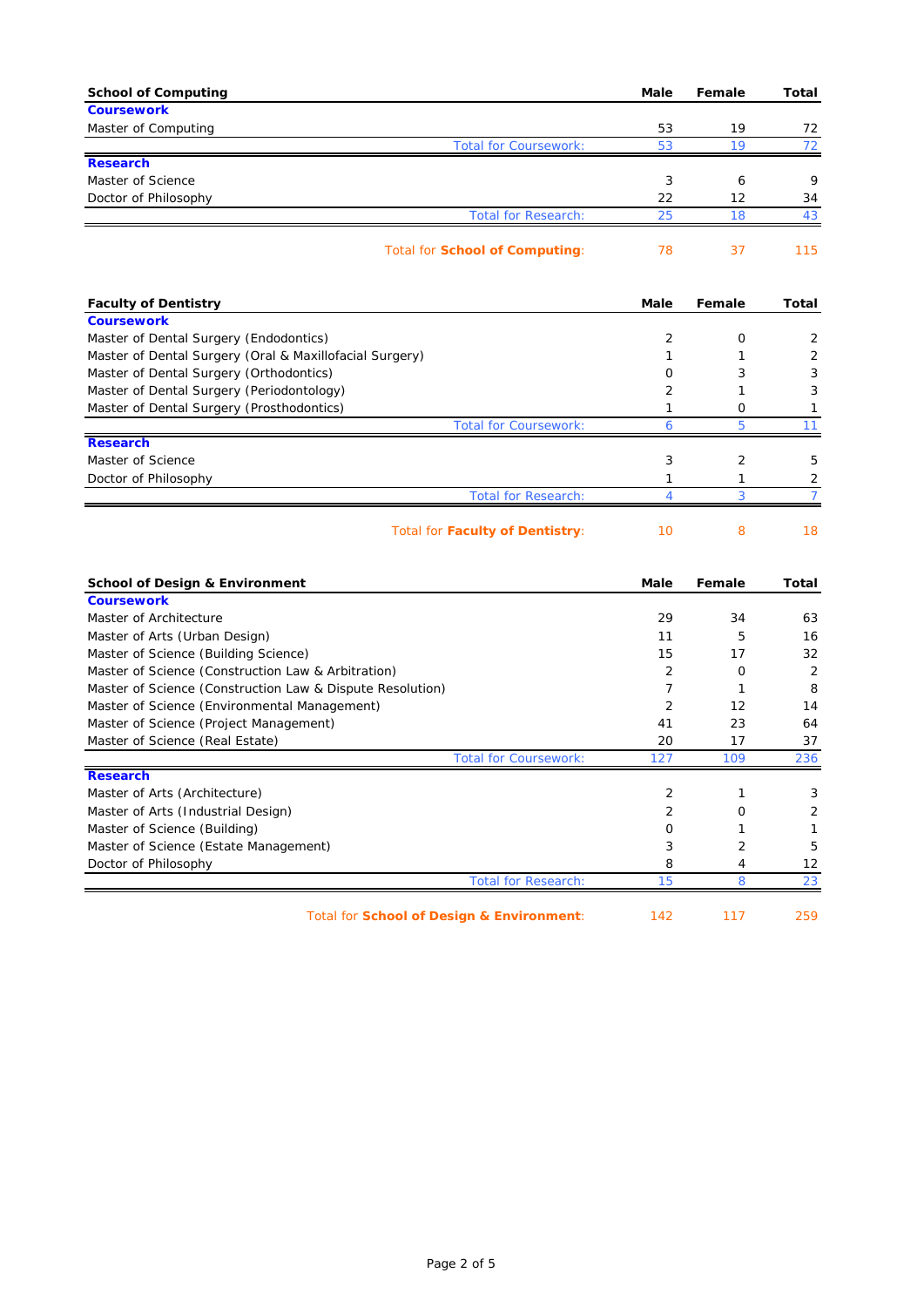| School of Computing | Male | Female | Total |
|---|---|---|---|
| **Coursework** | | | |
| Master of Computing | 53 | 19 | 72 |
| Total for Coursework: | 53 | 19 | 72 |
| **Research** | | | |
| Master of Science | 3 | 6 | 9 |
| Doctor of Philosophy | 22 | 12 | 34 |
| Total for Research: | 25 | 18 | 43 |
| Total for **School of Computing**: | 78 | 37 | 115 |

| Faculty of Dentistry | Male | Female | Total |
|---|---|---|---|
| **Coursework** | | | |
| Master of Dental Surgery (Endodontics) | 2 | 0 | 2 |
| Master of Dental Surgery (Oral & Maxillofacial Surgery) | 1 | 1 | 2 |
| Master of Dental Surgery (Orthodontics) | 0 | 3 | 3 |
| Master of Dental Surgery (Periodontology) | 2 | 1 | 3 |
| Master of Dental Surgery (Prosthodontics) | 1 | 0 | 1 |
| Total for Coursework: | 6 | 5 | 11 |
| **Research** | | | |
| Master of Science | 3 | 2 | 5 |
| Doctor of Philosophy | 1 | 1 | 2 |
| Total for Research: | 4 | 3 | 7 |
| Total for **Faculty of Dentistry**: | 10 | 8 | 18 |

| School of Design & Environment | Male | Female | Total |
|---|---|---|---|
| **Coursework** | | | |
| Master of Architecture | 29 | 34 | 63 |
| Master of Arts (Urban Design) | 11 | 5 | 16 |
| Master of Science (Building Science) | 15 | 17 | 32 |
| Master of Science (Construction Law & Arbitration) | 2 | 0 | 2 |
| Master of Science (Construction Law & Dispute Resolution) | 7 | 1 | 8 |
| Master of Science (Environmental Management) | 2 | 12 | 14 |
| Master of Science (Project Management) | 41 | 23 | 64 |
| Master of Science (Real Estate) | 20 | 17 | 37 |
| Total for Coursework: | 127 | 109 | 236 |
| **Research** | | | |
| Master of Arts (Architecture) | 2 | 1 | 3 |
| Master of Arts (Industrial Design) | 2 | 0 | 2 |
| Master of Science (Building) | 0 | 1 | 1 |
| Master of Science (Estate Management) | 3 | 2 | 5 |
| Doctor of Philosophy | 8 | 4 | 12 |
| Total for Research: | 15 | 8 | 23 |
| Total for **School of Design & Environment**: | 142 | 117 | 259 |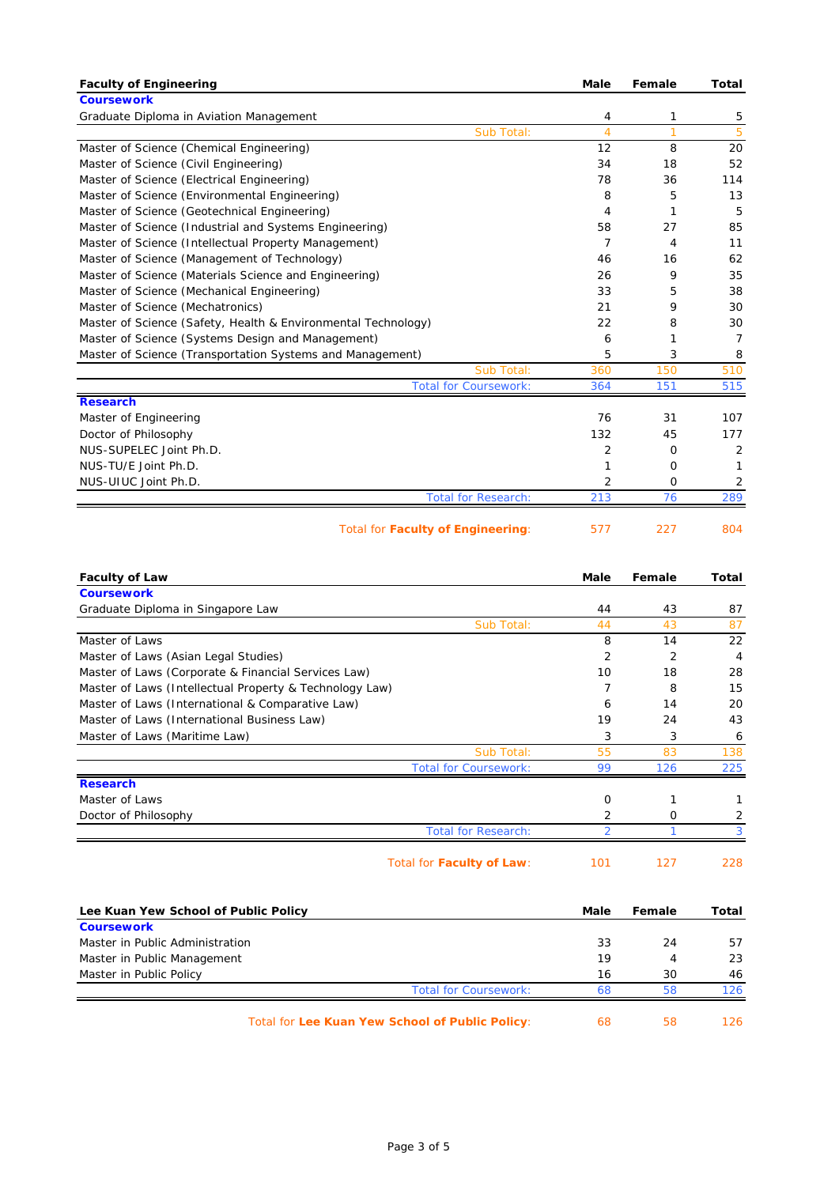| Faculty of Engineering | Male | Female | Total |
|---|---|---|---|
| **Coursework** | | | |
| Graduate Diploma in Aviation Management | 4 | 1 | 5 |
| Sub Total: | 4 | 1 | 5 |
| Master of Science (Chemical Engineering) | 12 | 8 | 20 |
| Master of Science (Civil Engineering) | 34 | 18 | 52 |
| Master of Science (Electrical Engineering) | 78 | 36 | 114 |
| Master of Science (Environmental Engineering) | 8 | 5 | 13 |
| Master of Science (Geotechnical Engineering) | 4 | 1 | 5 |
| Master of Science (Industrial and Systems Engineering) | 58 | 27 | 85 |
| Master of Science (Intellectual Property Management) | 7 | 4 | 11 |
| Master of Science (Management of Technology) | 46 | 16 | 62 |
| Master of Science (Materials Science and Engineering) | 26 | 9 | 35 |
| Master of Science (Mechanical Engineering) | 33 | 5 | 38 |
| Master of Science (Mechatronics) | 21 | 9 | 30 |
| Master of Science (Safety, Health & Environmental Technology) | 22 | 8 | 30 |
| Master of Science (Systems Design and Management) | 6 | 1 | 7 |
| Master of Science (Transportation Systems and Management) | 5 | 3 | 8 |
| Sub Total: | 360 | 150 | 510 |
| Total for Coursework: | 364 | 151 | 515 |
| **Research** | | | |
| Master of Engineering | 76 | 31 | 107 |
| Doctor of Philosophy | 132 | 45 | 177 |
| NUS-SUPELEC Joint Ph.D. | 2 | 0 | 2 |
| NUS-TU/E Joint Ph.D. | 1 | 0 | 1 |
| NUS-UIUC Joint Ph.D. | 2 | 0 | 2 |
| Total for Research: | 213 | 76 | 289 |
| Total for **Faculty of Engineering**: | 577 | 227 | 804 |

| Faculty of Law | Male | Female | Total |
|---|---|---|---|
| **Coursework** | | | |
| Graduate Diploma in Singapore Law | 44 | 43 | 87 |
| Sub Total: | 44 | 43 | 87 |
| Master of Laws | 8 | 14 | 22 |
| Master of Laws (Asian Legal Studies) | 2 | 2 | 4 |
| Master of Laws (Corporate & Financial Services Law) | 10 | 18 | 28 |
| Master of Laws (Intellectual Property & Technology Law) | 7 | 8 | 15 |
| Master of Laws (International & Comparative Law) | 6 | 14 | 20 |
| Master of Laws (International Business Law) | 19 | 24 | 43 |
| Master of Laws (Maritime Law) | 3 | 3 | 6 |
| Sub Total: | 55 | 83 | 138 |
| Total for Coursework: | 99 | 126 | 225 |
| **Research** | | | |
| Master of Laws | 0 | 1 | 1 |
| Doctor of Philosophy | 2 | 0 | 2 |
| Total for Research: | 2 | 1 | 3 |
| Total for **Faculty of Law**: | 101 | 127 | 228 |

| Lee Kuan Yew School of Public Policy | Male | Female | Total |
|---|---|---|---|
| **Coursework** | | | |
| Master in Public Administration | 33 | 24 | 57 |
| Master in Public Management | 19 | 4 | 23 |
| Master in Public Policy | 16 | 30 | 46 |
| Total for Coursework: | 68 | 58 | 126 |
| Total for **Lee Kuan Yew School of Public Policy**: | 68 | 58 | 126 |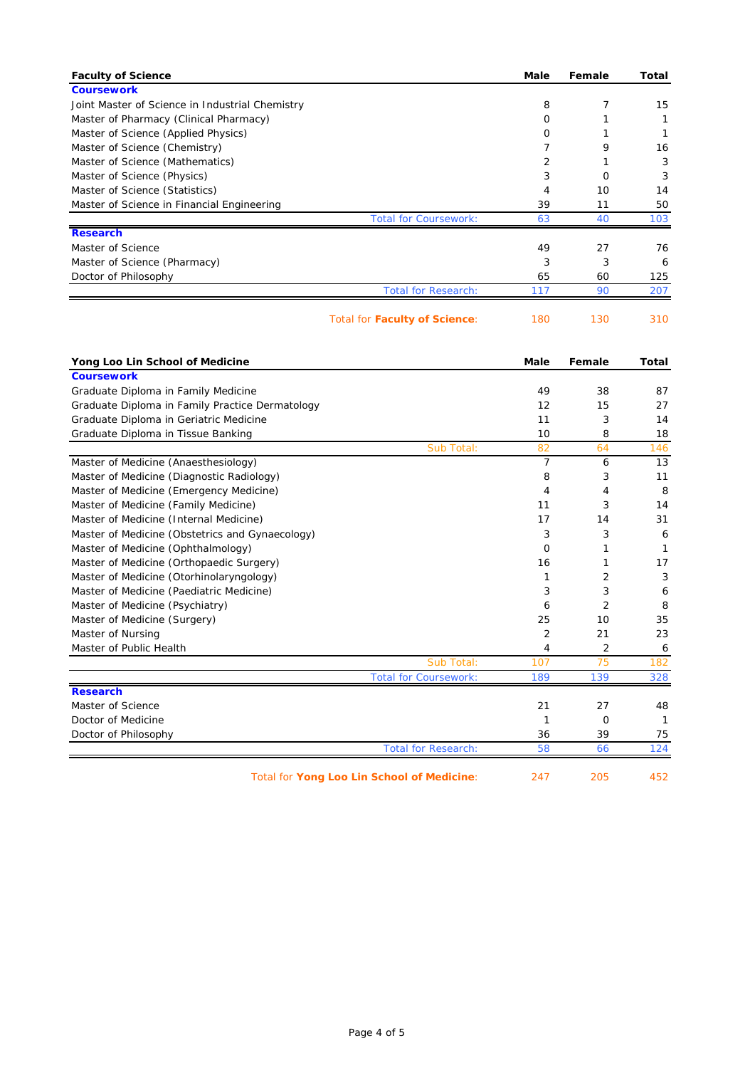| Faculty of Science | Male | Female | Total |
|---|---|---|---|
| **Coursework** | | | |
| Joint Master of Science in Industrial Chemistry | 8 | 7 | 15 |
| Master of Pharmacy (Clinical Pharmacy) | 0 | 1 | 1 |
| Master of Science (Applied Physics) | 0 | 1 | 1 |
| Master of Science (Chemistry) | 7 | 9 | 16 |
| Master of Science (Mathematics) | 2 | 1 | 3 |
| Master of Science (Physics) | 3 | 0 | 3 |
| Master of Science (Statistics) | 4 | 10 | 14 |
| Master of Science in Financial Engineering | 39 | 11 | 50 |
| Total for Coursework: | 63 | 40 | 103 |
| **Research** | | | |
| Master of Science | 49 | 27 | 76 |
| Master of Science (Pharmacy) | 3 | 3 | 6 |
| Doctor of Philosophy | 65 | 60 | 125 |
| Total for Research: | 117 | 90 | 207 |
| Total for **Faculty of Science**: | 180 | 130 | 310 |

| Yong Loo Lin School of Medicine | Male | Female | Total |
|---|---|---|---|
| **Coursework** | | | |
| Graduate Diploma in Family Medicine | 49 | 38 | 87 |
| Graduate Diploma in Family Practice Dermatology | 12 | 15 | 27 |
| Graduate Diploma in Geriatric Medicine | 11 | 3 | 14 |
| Graduate Diploma in Tissue Banking | 10 | 8 | 18 |
| Sub Total: | 82 | 64 | 146 |
| Master of Medicine (Anaesthesiology) | 7 | 6 | 13 |
| Master of Medicine (Diagnostic Radiology) | 8 | 3 | 11 |
| Master of Medicine (Emergency Medicine) | 4 | 4 | 8 |
| Master of Medicine (Family Medicine) | 11 | 3 | 14 |
| Master of Medicine (Internal Medicine) | 17 | 14 | 31 |
| Master of Medicine (Obstetrics and Gynaecology) | 3 | 3 | 6 |
| Master of Medicine (Ophthalmology) | 0 | 1 | 1 |
| Master of Medicine (Orthopaedic Surgery) | 16 | 1 | 17 |
| Master of Medicine (Otorhinolaryngology) | 1 | 2 | 3 |
| Master of Medicine (Paediatric Medicine) | 3 | 3 | 6 |
| Master of Medicine (Psychiatry) | 6 | 2 | 8 |
| Master of Medicine (Surgery) | 25 | 10 | 35 |
| Master of Nursing | 2 | 21 | 23 |
| Master of Public Health | 4 | 2 | 6 |
| Sub Total: | 107 | 75 | 182 |
| Total for Coursework: | 189 | 139 | 328 |
| **Research** | | | |
| Master of Science | 21 | 27 | 48 |
| Doctor of Medicine | 1 | 0 | 1 |
| Doctor of Philosophy | 36 | 39 | 75 |
| Total for Research: | 58 | 66 | 124 |
| Total for **Yong Loo Lin School of Medicine**: | 247 | 205 | 452 |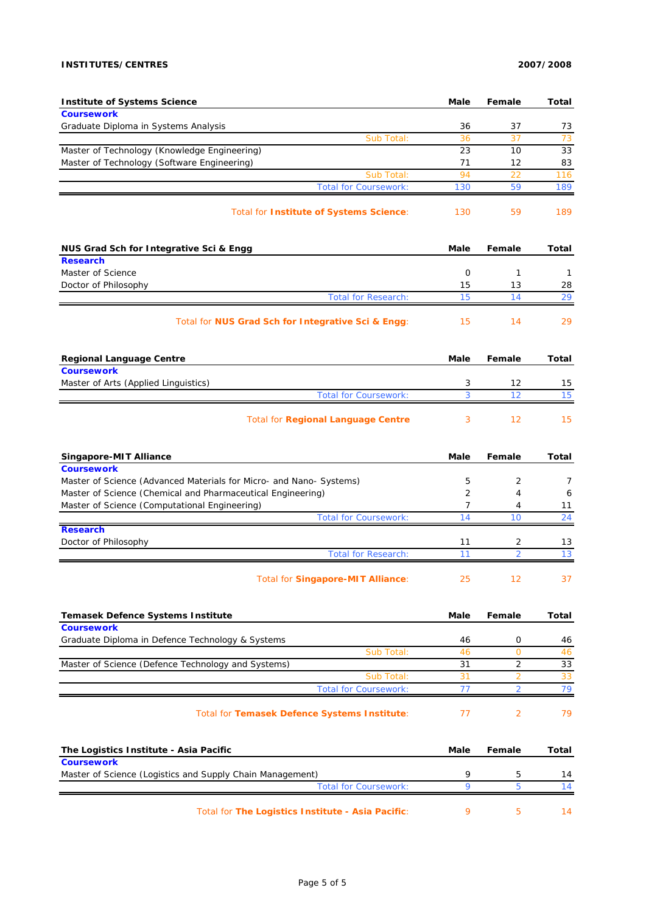**INSTITUTES/CENTRES** **2007/2008**

| Institute of Systems Science | Male | Female | Total |
| --- | --- | --- | --- |
| **Coursework** | | | |
| Graduate Diploma in Systems Analysis | 36 | 37 | 73 |
| Sub Total: | 36 | 37 | 73 |
| Master of Technology (Knowledge Engineering) | 23 | 10 | 33 |
| Master of Technology (Software Engineering) | 71 | 12 | 83 |
| Sub Total: | 94 | 22 | 116 |
| Total for Coursework: | 130 | 59 | 189 |
| Total for **Institute of Systems Science**: | 130 | 59 | 189 |

| NUS Grad Sch for Integrative Sci & Engg | Male | Female | Total |
| --- | --- | --- | --- |
| **Research** | | | |
| Master of Science | 0 | 1 | 1 |
| Doctor of Philosophy | 15 | 13 | 28 |
| Total for Research: | 15 | 14 | 29 |
| Total for **NUS Grad Sch for Integrative Sci & Engg**: | 15 | 14 | 29 |

| Regional Language Centre | Male | Female | Total |
| --- | --- | --- | --- |
| **Coursework** | | | |
| Master of Arts (Applied Linguistics) | 3 | 12 | 15 |
| Total for Coursework: | 3 | 12 | 15 |
| Total for **Regional Language Centre** | 3 | 12 | 15 |

| Singapore-MIT Alliance | Male | Female | Total |
| --- | --- | --- | --- |
| **Coursework** | | | |
| Master of Science (Advanced Materials for Micro- and Nano- Systems) | 5 | 2 | 7 |
| Master of Science (Chemical and Pharmaceutical Engineering) | 2 | 4 | 6 |
| Master of Science (Computational Engineering) | 7 | 4 | 11 |
| Total for Coursework: | 14 | 10 | 24 |
| **Research** | | | |
| Doctor of Philosophy | 11 | 2 | 13 |
| Total for Research: | 11 | 2 | 13 |
| Total for **Singapore-MIT Alliance**: | 25 | 12 | 37 |

| Temasek Defence Systems Institute | Male | Female | Total |
| --- | --- | --- | --- |
| **Coursework** | | | |
| Graduate Diploma in Defence Technology & Systems | 46 | 0 | 46 |
| Sub Total: | 46 | 0 | 46 |
| Master of Science (Defence Technology and Systems) | 31 | 2 | 33 |
| Sub Total: | 31 | 2 | 33 |
| Total for Coursework: | 77 | 2 | 79 |
| Total for **Temasek Defence Systems Institute**: | 77 | 2 | 79 |

| The Logistics Institute - Asia Pacific | Male | Female | Total |
| --- | --- | --- | --- |
| **Coursework** | | | |
| Master of Science (Logistics and Supply Chain Management) | 9 | 5 | 14 |
| Total for Coursework: | 9 | 5 | 14 |
| Total for **The Logistics Institute - Asia Pacific**: | 9 | 5 | 14 |